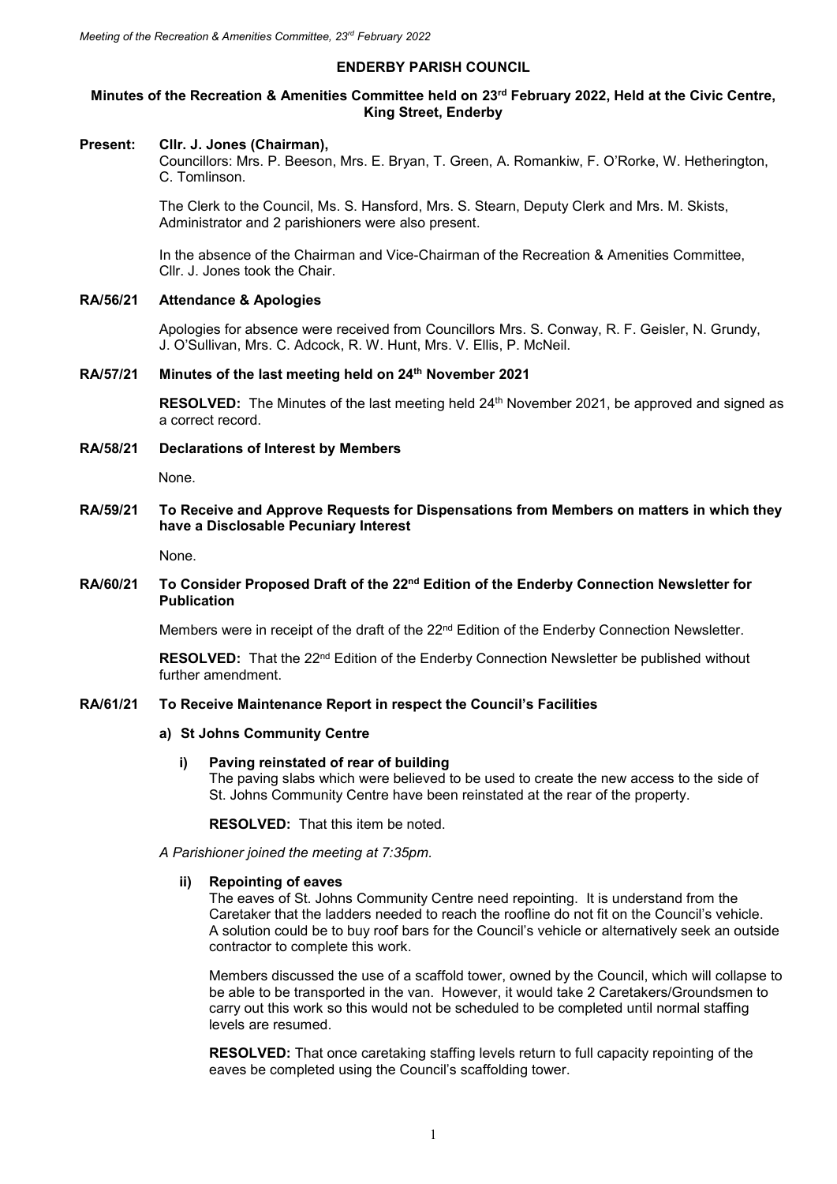# ENDERBY PARISH COUNCIL

**Minutes of the Recreation & Amenities Committee held on 23rd February 2022, Held at the Civic Centre, King Street, Enderby**

**Present: Cllr. J. Jones (Chairman),**
Councillors: Mrs. P. Beeson, Mrs. E. Bryan, T. Green, A. Romankiw, F. O'Rorke, W. Hetherington, C. Tomlinson.

The Clerk to the Council, Ms. S. Hansford, Mrs. S. Stearn, Deputy Clerk and Mrs. M. Skists, Administrator and 2 parishioners were also present.

In the absence of the Chairman and Vice-Chairman of the Recreation & Amenities Committee, Cllr. J. Jones took the Chair.

## RA/56/21 Attendance & Apologies

Apologies for absence were received from Councillors Mrs. S. Conway, R. F. Geisler, N. Grundy, J. O'Sullivan, Mrs. C. Adcock, R. W. Hunt, Mrs. V. Ellis, P. McNeil.

## RA/57/21 Minutes of the last meeting held on 24th November 2021

**RESOLVED:** The Minutes of the last meeting held 24th November 2021, be approved and signed as a correct record.

## RA/58/21 Declarations of Interest by Members

None.

## RA/59/21 To Receive and Approve Requests for Dispensations from Members on matters in which they have a Disclosable Pecuniary Interest

None.

## RA/60/21 To Consider Proposed Draft of the 22nd Edition of the Enderby Connection Newsletter for Publication

Members were in receipt of the draft of the 22nd Edition of the Enderby Connection Newsletter.

**RESOLVED:** That the 22nd Edition of the Enderby Connection Newsletter be published without further amendment.

## RA/61/21 To Receive Maintenance Report in respect the Council's Facilities

### a) St Johns Community Centre

#### i) Paving reinstated of rear of building

The paving slabs which were believed to be used to create the new access to the side of St. Johns Community Centre have been reinstated at the rear of the property.

**RESOLVED:** That this item be noted.

*A Parishioner joined the meeting at 7:35pm.*

#### ii) Repointing of eaves

The eaves of St. Johns Community Centre need repointing. It is understand from the Caretaker that the ladders needed to reach the roofline do not fit on the Council's vehicle. A solution could be to buy roof bars for the Council's vehicle or alternatively seek an outside contractor to complete this work.

Members discussed the use of a scaffold tower, owned by the Council, which will collapse to be able to be transported in the van. However, it would take 2 Caretakers/Groundsmen to carry out this work so this would not be scheduled to be completed until normal staffing levels are resumed.

**RESOLVED:** That once caretaking staffing levels return to full capacity repointing of the eaves be completed using the Council's scaffolding tower.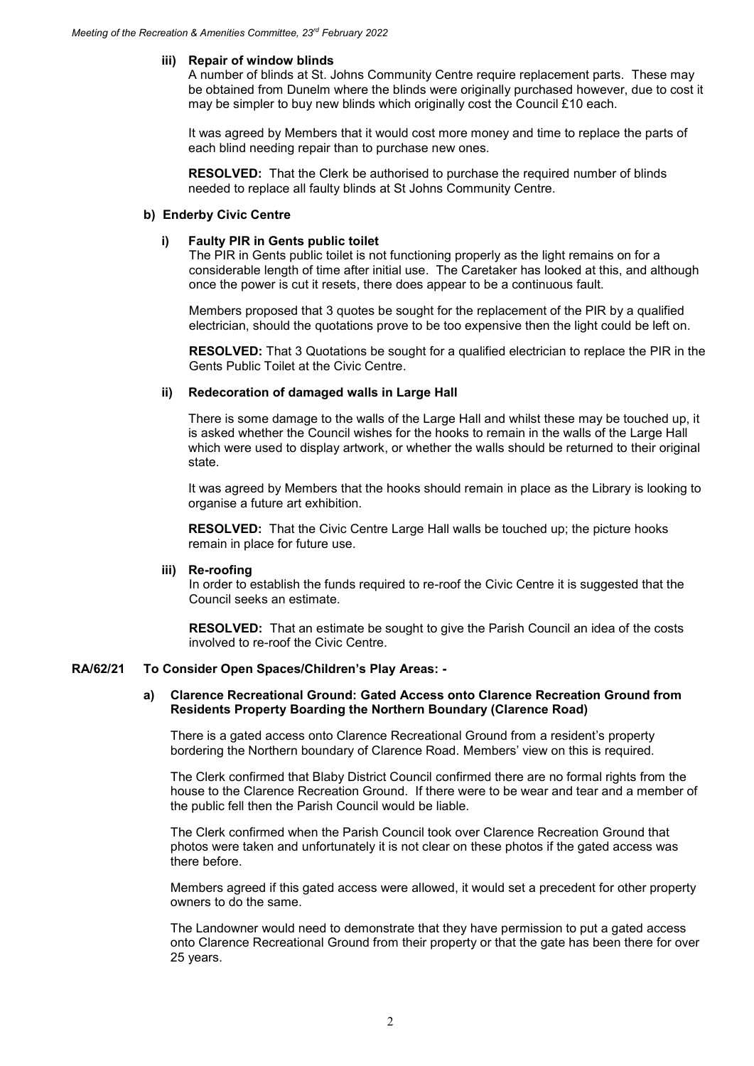### iii) Repair of window blinds

A number of blinds at St. Johns Community Centre require replacement parts. These may be obtained from Dunelm where the blinds were originally purchased however, due to cost it may be simpler to buy new blinds which originally cost the Council £10 each.

It was agreed by Members that it would cost more money and time to replace the parts of each blind needing repair than to purchase new ones.

**RESOLVED:** That the Clerk be authorised to purchase the required number of blinds needed to replace all faulty blinds at St Johns Community Centre.

## b) Enderby Civic Centre

### i) Faulty PIR in Gents public toilet

The PIR in Gents public toilet is not functioning properly as the light remains on for a considerable length of time after initial use. The Caretaker has looked at this, and although once the power is cut it resets, there does appear to be a continuous fault.

Members proposed that 3 quotes be sought for the replacement of the PIR by a qualified electrician, should the quotations prove to be too expensive then the light could be left on.

**RESOLVED:** That 3 Quotations be sought for a qualified electrician to replace the PIR in the Gents Public Toilet at the Civic Centre.

### ii) Redecoration of damaged walls in Large Hall

There is some damage to the walls of the Large Hall and whilst these may be touched up, it is asked whether the Council wishes for the hooks to remain in the walls of the Large Hall which were used to display artwork, or whether the walls should be returned to their original state.

It was agreed by Members that the hooks should remain in place as the Library is looking to organise a future art exhibition.

**RESOLVED:** That the Civic Centre Large Hall walls be touched up; the picture hooks remain in place for future use.

### iii) Re-roofing

In order to establish the funds required to re-roof the Civic Centre it is suggested that the Council seeks an estimate.

**RESOLVED:** That an estimate be sought to give the Parish Council an idea of the costs involved to re-roof the Civic Centre.

## RA/62/21 To Consider Open Spaces/Children's Play Areas: -

### a) Clarence Recreational Ground: Gated Access onto Clarence Recreation Ground from Residents Property Boarding the Northern Boundary (Clarence Road)

There is a gated access onto Clarence Recreational Ground from a resident's property bordering the Northern boundary of Clarence Road. Members' view on this is required.

The Clerk confirmed that Blaby District Council confirmed there are no formal rights from the house to the Clarence Recreation Ground. If there were to be wear and tear and a member of the public fell then the Parish Council would be liable.

The Clerk confirmed when the Parish Council took over Clarence Recreation Ground that photos were taken and unfortunately it is not clear on these photos if the gated access was there before.

Members agreed if this gated access were allowed, it would set a precedent for other property owners to do the same.

The Landowner would need to demonstrate that they have permission to put a gated access onto Clarence Recreational Ground from their property or that the gate has been there for over 25 years.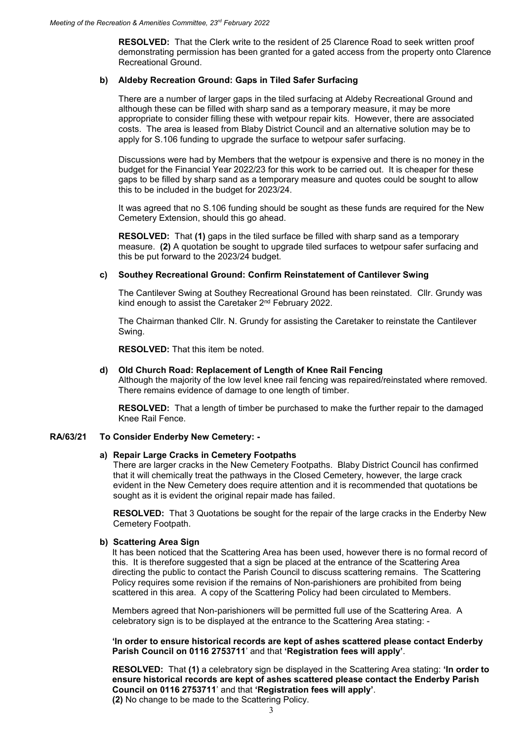**RESOLVED:** That the Clerk write to the resident of 25 Clarence Road to seek written proof demonstrating permission has been granted for a gated access from the property onto Clarence Recreational Ground.

**b) Aldeby Recreation Ground: Gaps in Tiled Safer Surfacing**

There are a number of larger gaps in the tiled surfacing at Aldeby Recreational Ground and although these can be filled with sharp sand as a temporary measure, it may be more appropriate to consider filling these with wetpour repair kits. However, there are associated costs. The area is leased from Blaby District Council and an alternative solution may be to apply for S.106 funding to upgrade the surface to wetpour safer surfacing.

Discussions were had by Members that the wetpour is expensive and there is no money in the budget for the Financial Year 2022/23 for this work to be carried out. It is cheaper for these gaps to be filled by sharp sand as a temporary measure and quotes could be sought to allow this to be included in the budget for 2023/24.

It was agreed that no S.106 funding should be sought as these funds are required for the New Cemetery Extension, should this go ahead.

**RESOLVED:** That **(1)** gaps in the tiled surface be filled with sharp sand as a temporary measure. **(2)** A quotation be sought to upgrade tiled surfaces to wetpour safer surfacing and this be put forward to the 2023/24 budget.

**c) Southey Recreational Ground: Confirm Reinstatement of Cantilever Swing**

The Cantilever Swing at Southey Recreational Ground has been reinstated. Cllr. Grundy was kind enough to assist the Caretaker 2nd February 2022.

The Chairman thanked Cllr. N. Grundy for assisting the Caretaker to reinstate the Cantilever Swing.

**RESOLVED:** That this item be noted.

**d) Old Church Road: Replacement of Length of Knee Rail Fencing**

Although the majority of the low level knee rail fencing was repaired/reinstated where removed. There remains evidence of damage to one length of timber.

**RESOLVED:** That a length of timber be purchased to make the further repair to the damaged Knee Rail Fence.

**RA/63/21 To Consider Enderby New Cemetery: -**

**a) Repair Large Cracks in Cemetery Footpaths**

There are larger cracks in the New Cemetery Footpaths. Blaby District Council has confirmed that it will chemically treat the pathways in the Closed Cemetery, however, the large crack evident in the New Cemetery does require attention and it is recommended that quotations be sought as it is evident the original repair made has failed.

**RESOLVED:** That 3 Quotations be sought for the repair of the large cracks in the Enderby New Cemetery Footpath.

**b) Scattering Area Sign**

It has been noticed that the Scattering Area has been used, however there is no formal record of this. It is therefore suggested that a sign be placed at the entrance of the Scattering Area directing the public to contact the Parish Council to discuss scattering remains. The Scattering Policy requires some revision if the remains of Non-parishioners are prohibited from being scattered in this area. A copy of the Scattering Policy had been circulated to Members.

Members agreed that Non-parishioners will be permitted full use of the Scattering Area. A celebratory sign is to be displayed at the entrance to the Scattering Area stating: -

**'In order to ensure historical records are kept of ashes scattered please contact Enderby Parish Council on 0116 2753711'** and that **'Registration fees will apply'**.

**RESOLVED:** That **(1)** a celebratory sign be displayed in the Scattering Area stating: **'In order to ensure historical records are kept of ashes scattered please contact the Enderby Parish Council on 0116 2753711'** and that **'Registration fees will apply'**.
**(2)** No change to be made to the Scattering Policy.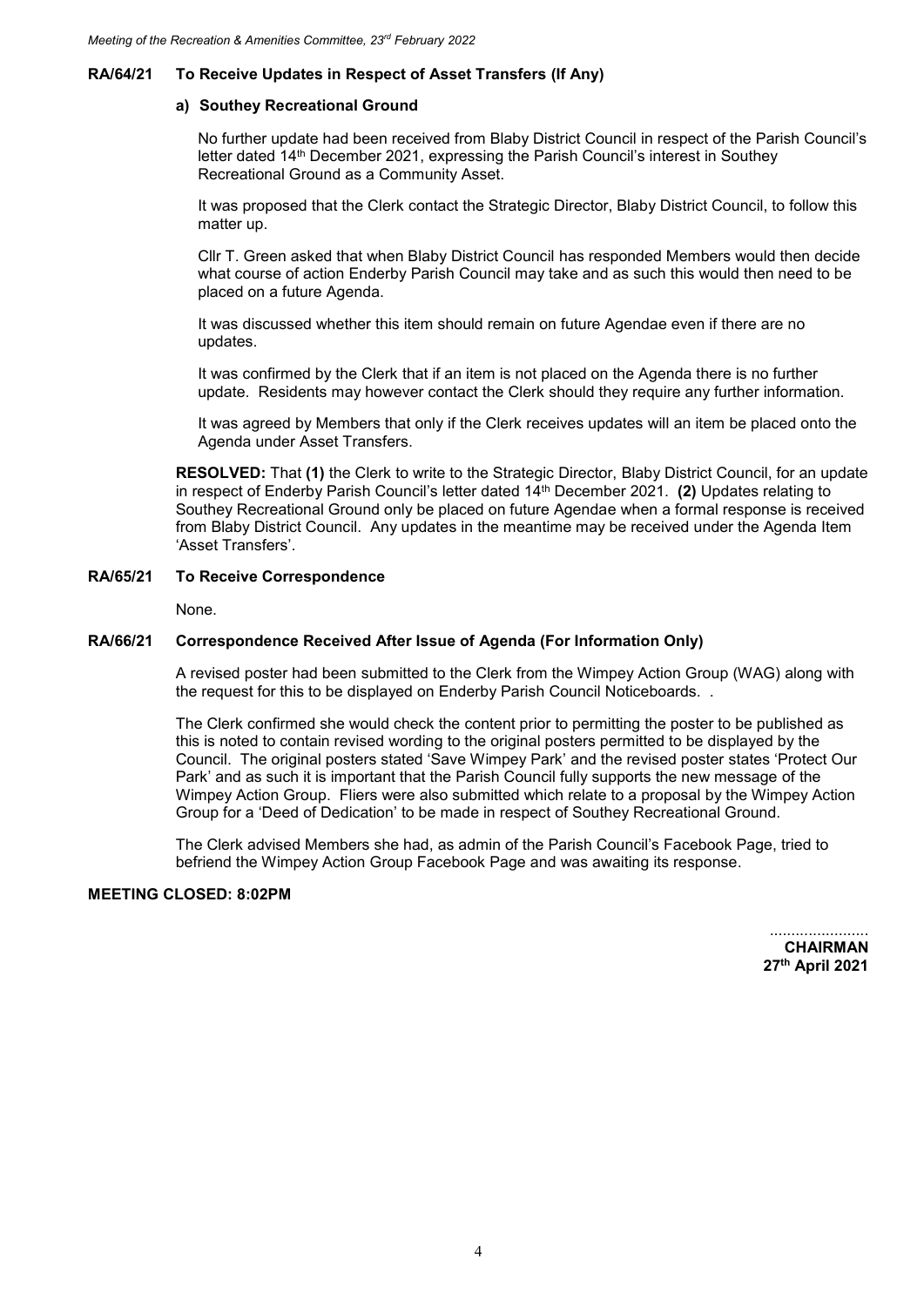**RA/64/21 To Receive Updates in Respect of Asset Transfers (If Any)**

**a) Southey Recreational Ground**

No further update had been received from Blaby District Council in respect of the Parish Council's letter dated 14th December 2021, expressing the Parish Council's interest in Southey Recreational Ground as a Community Asset.

It was proposed that the Clerk contact the Strategic Director, Blaby District Council, to follow this matter up.

Cllr T. Green asked that when Blaby District Council has responded Members would then decide what course of action Enderby Parish Council may take and as such this would then need to be placed on a future Agenda.

It was discussed whether this item should remain on future Agendae even if there are no updates.

It was confirmed by the Clerk that if an item is not placed on the Agenda there is no further update. Residents may however contact the Clerk should they require any further information.

It was agreed by Members that only if the Clerk receives updates will an item be placed onto the Agenda under Asset Transfers.

**RESOLVED:** That **(1)** the Clerk to write to the Strategic Director, Blaby District Council, for an update in respect of Enderby Parish Council's letter dated 14th December 2021. **(2)** Updates relating to Southey Recreational Ground only be placed on future Agendae when a formal response is received from Blaby District Council. Any updates in the meantime may be received under the Agenda Item 'Asset Transfers'.

**RA/65/21 To Receive Correspondence**

None.

**RA/66/21 Correspondence Received After Issue of Agenda (For Information Only)**

A revised poster had been submitted to the Clerk from the Wimpey Action Group (WAG) along with the request for this to be displayed on Enderby Parish Council Noticeboards. .

The Clerk confirmed she would check the content prior to permitting the poster to be published as this is noted to contain revised wording to the original posters permitted to be displayed by the Council. The original posters stated 'Save Wimpey Park' and the revised poster states 'Protect Our Park' and as such it is important that the Parish Council fully supports the new message of the Wimpey Action Group. Fliers were also submitted which relate to a proposal by the Wimpey Action Group for a 'Deed of Dedication' to be made in respect of Southey Recreational Ground.

The Clerk advised Members she had, as admin of the Parish Council's Facebook Page, tried to befriend the Wimpey Action Group Facebook Page and was awaiting its response.

**MEETING CLOSED: 8:02PM**

......................
**CHAIRMAN**
**27th April 2021**